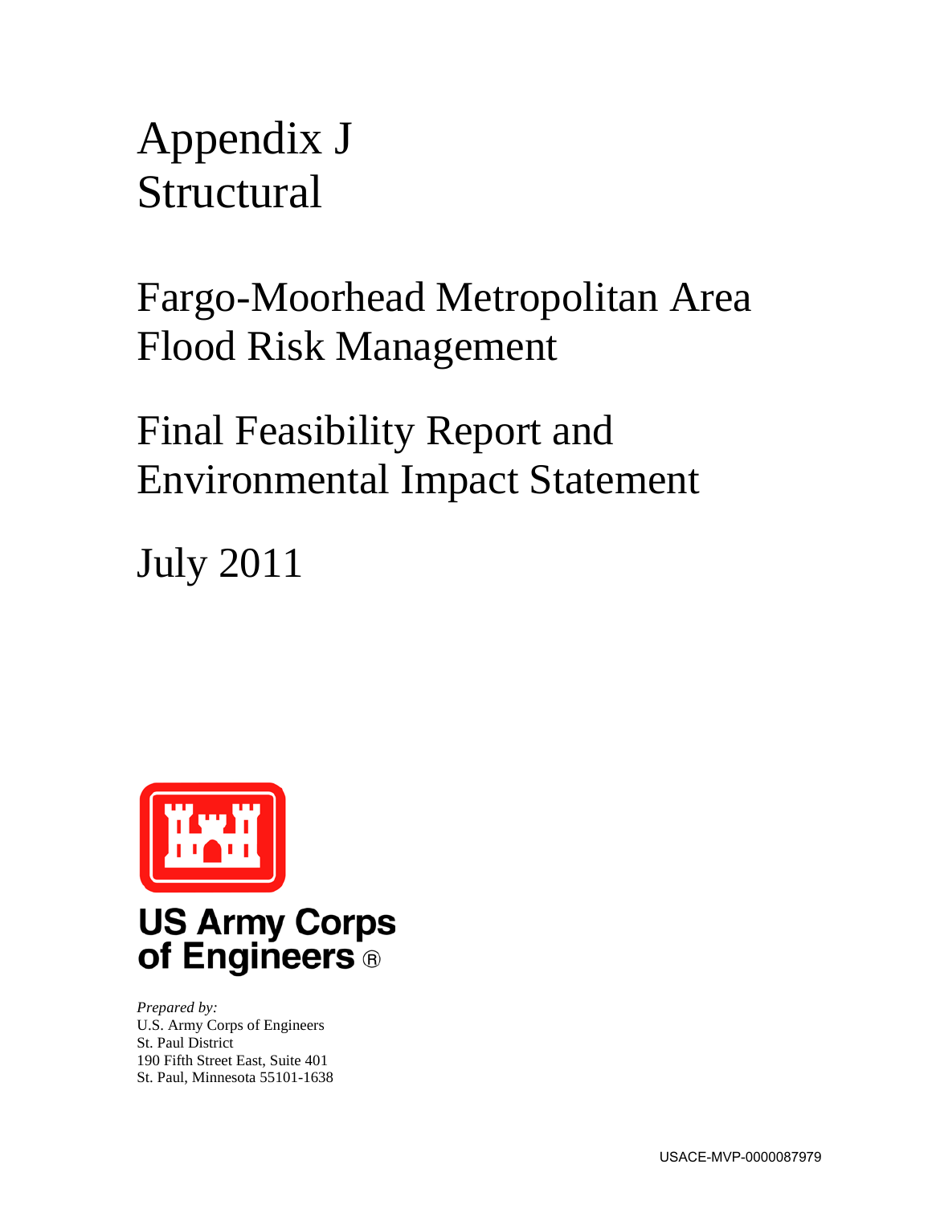# Appendix J Structural

# Fargo-Moorhead Metropolitan Area Flood Risk Management

# Final Feasibility Report and Environmental Impact Statement

# July 2011

**US Army Corps of Engineers®**

*Prepared by:*
U.S. Army Corps of Engineers
St. Paul District
190 Fifth Street East, Suite 401
St. Paul, Minnesota 55101-1638

USACE-MVP-0000087979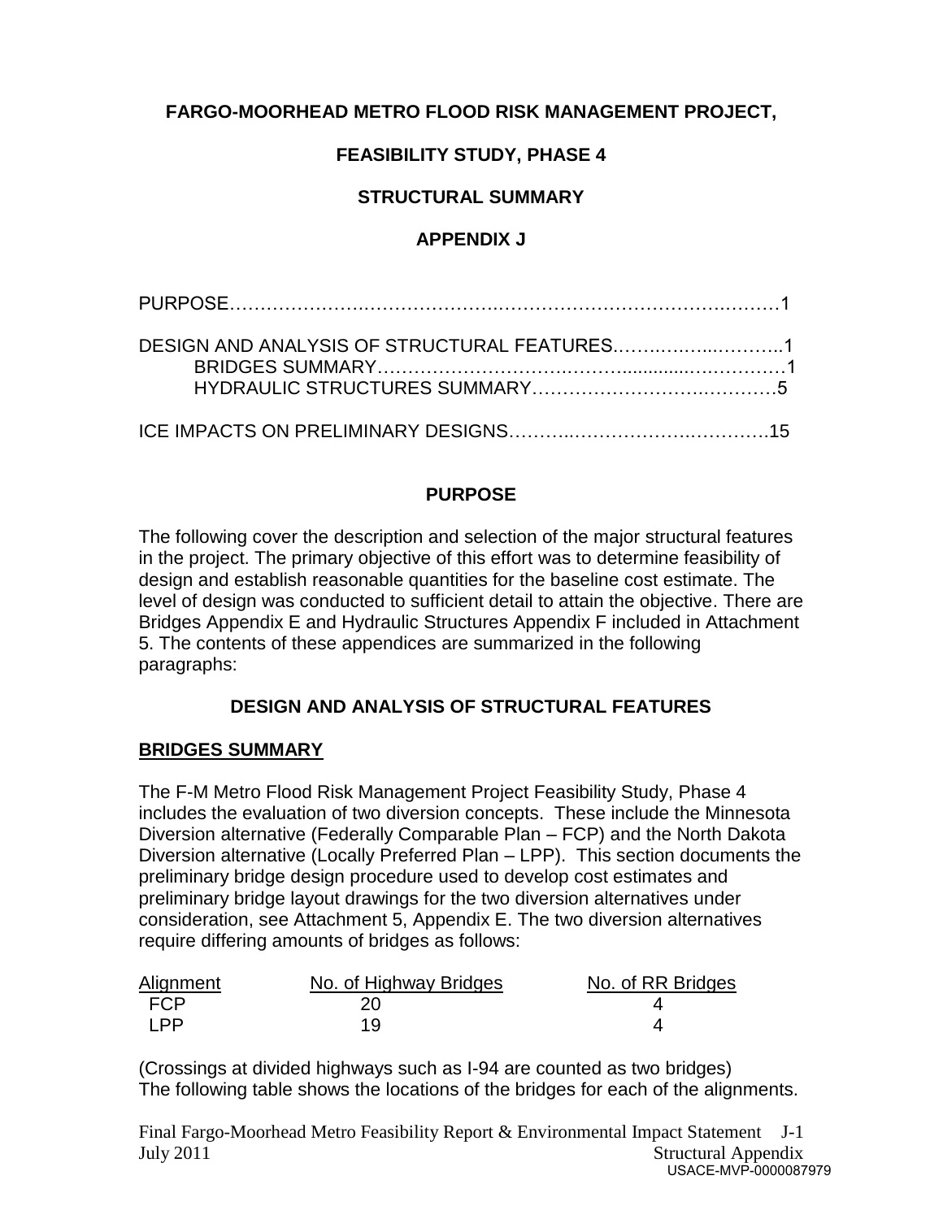**FARGO-MOORHEAD METRO FLOOD RISK MANAGEMENT PROJECT,**

**FEASIBILITY STUDY, PHASE 4**

**STRUCTURAL SUMMARY**

**APPENDIX J**

PURPOSE……………………………………………………………………………1

DESIGN AND ANALYSIS OF STRUCTURAL FEATURES……………………..1
    BRIDGES SUMMARY……………………………………………………………1
    HYDRAULIC STRUCTURES SUMMARY……………………………………5

ICE IMPACTS ON PRELIMINARY DESIGNS…………………………………….15

## PURPOSE

The following cover the description and selection of the major structural features in the project. The primary objective of this effort was to determine feasibility of design and establish reasonable quantities for the baseline cost estimate. The level of design was conducted to sufficient detail to attain the objective. There are Bridges Appendix E and Hydraulic Structures Appendix F included in Attachment 5. The contents of these appendices are summarized in the following paragraphs:

## DESIGN AND ANALYSIS OF STRUCTURAL FEATURES

### BRIDGES SUMMARY

The F-M Metro Flood Risk Management Project Feasibility Study, Phase 4 includes the evaluation of two diversion concepts. These include the Minnesota Diversion alternative (Federally Comparable Plan – FCP) and the North Dakota Diversion alternative (Locally Preferred Plan – LPP). This section documents the preliminary bridge design procedure used to develop cost estimates and preliminary bridge layout drawings for the two diversion alternatives under consideration, see Attachment 5, Appendix E. The two diversion alternatives require differing amounts of bridges as follows:

| Alignment | No. of Highway Bridges | No. of RR Bridges |
|---|---|---|
| FCP | 20 | 4 |
| LPP | 19 | 4 |

(Crossings at divided highways such as I-94 are counted as two bridges)
The following table shows the locations of the bridges for each of the alignments.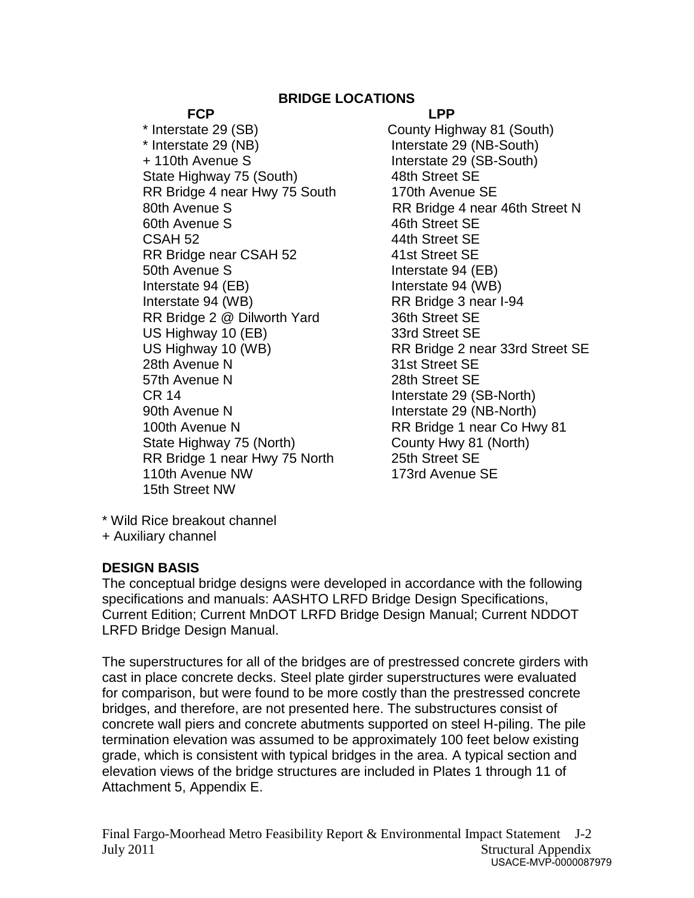## BRIDGE LOCATIONS

| FCP | LPP |
|---|---|
| * Interstate 29 (SB) | County Highway 81 (South) |
| * Interstate 29 (NB) | Interstate 29 (NB-South) |
| + 110th Avenue S | Interstate 29 (SB-South) |
| State Highway 75 (South) | 48th Street SE |
| RR Bridge 4 near Hwy 75 South | 170th Avenue SE |
| 80th Avenue S | RR Bridge 4 near 46th Street N |
| 60th Avenue S | 46th Street SE |
| CSAH 52 | 44th Street SE |
| RR Bridge near CSAH 52 | 41st Street SE |
| 50th Avenue S | Interstate 94 (EB) |
| Interstate 94 (EB) | Interstate 94 (WB) |
| Interstate 94 (WB) | RR Bridge 3 near I-94 |
| RR Bridge 2 @ Dilworth Yard | 36th Street SE |
| US Highway 10 (EB) | 33rd Street SE |
| US Highway 10 (WB) | RR Bridge 2 near 33rd Street SE |
| 28th Avenue N | 31st Street SE |
| 57th Avenue N | 28th Street SE |
| CR 14 | Interstate 29 (SB-North) |
| 90th Avenue N | Interstate 29 (NB-North) |
| 100th Avenue N | RR Bridge 1 near Co Hwy 81 |
| State Highway 75 (North) | County Hwy 81 (North) |
| RR Bridge 1 near Hwy 75 North | 25th Street SE |
| 110th Avenue NW | 173rd Avenue SE |
| 15th Street NW | |

* Wild Rice breakout channel
+ Auxiliary channel

**DESIGN BASIS**

The conceptual bridge designs were developed in accordance with the following specifications and manuals: AASHTO LRFD Bridge Design Specifications, Current Edition; Current MnDOT LRFD Bridge Design Manual; Current NDDOT LRFD Bridge Design Manual.

The superstructures for all of the bridges are of prestressed concrete girders with cast in place concrete decks. Steel plate girder superstructures were evaluated for comparison, but were found to be more costly than the prestressed concrete bridges, and therefore, are not presented here. The substructures consist of concrete wall piers and concrete abutments supported on steel H-piling. The pile termination elevation was assumed to be approximately 100 feet below existing grade, which is consistent with typical bridges in the area. A typical section and elevation views of the bridge structures are included in Plates 1 through 11 of Attachment 5, Appendix E.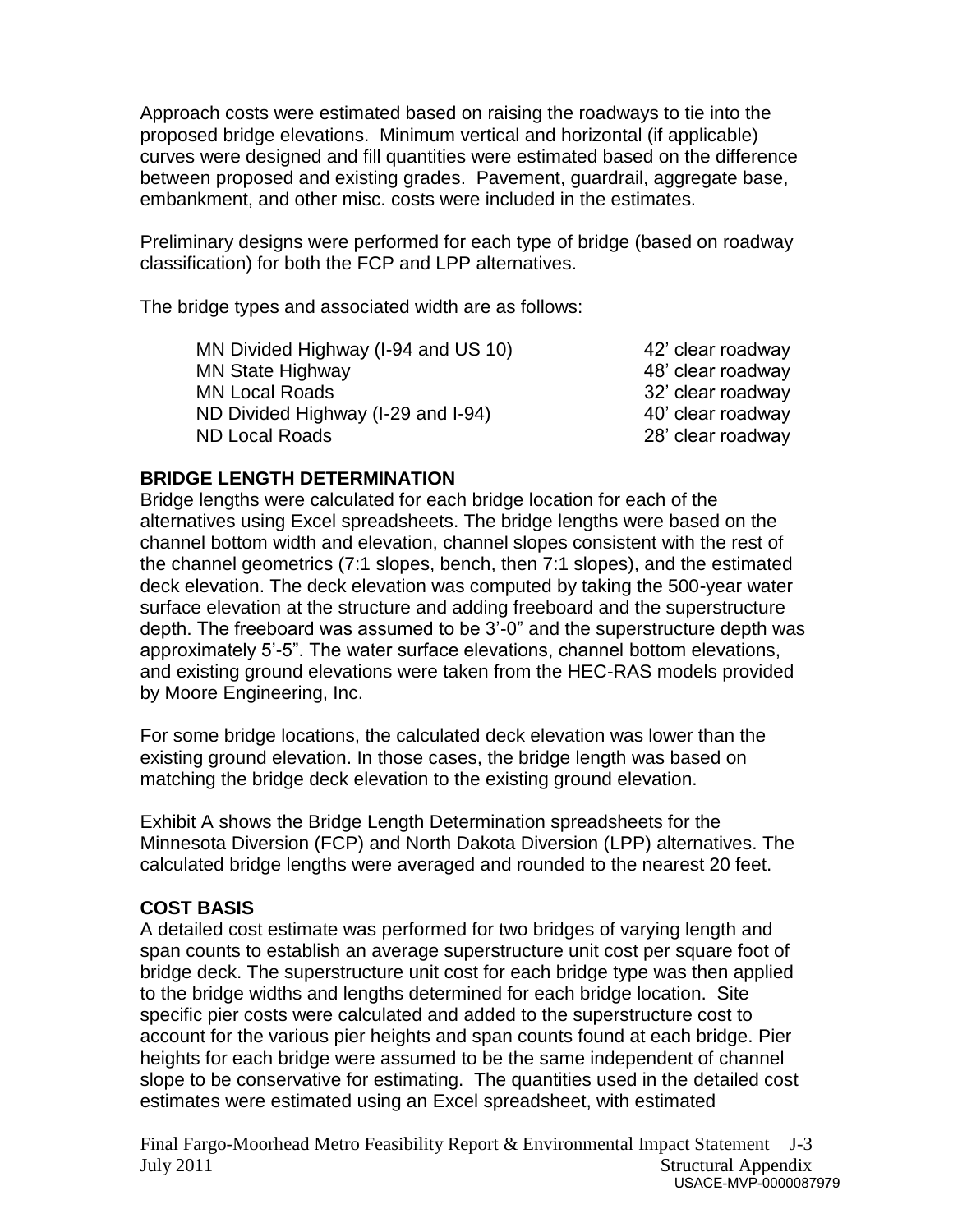Approach costs were estimated based on raising the roadways to tie into the proposed bridge elevations. Minimum vertical and horizontal (if applicable) curves were designed and fill quantities were estimated based on the difference between proposed and existing grades. Pavement, guardrail, aggregate base, embankment, and other misc. costs were included in the estimates.

Preliminary designs were performed for each type of bridge (based on roadway classification) for both the FCP and LPP alternatives.

The bridge types and associated width are as follows:

| | |
|---|---|
| MN Divided Highway (I-94 and US 10) | 42' clear roadway |
| MN State Highway | 48' clear roadway |
| MN Local Roads | 32' clear roadway |
| ND Divided Highway (I-29 and I-94) | 40' clear roadway |
| ND Local Roads | 28' clear roadway |

**BRIDGE LENGTH DETERMINATION**

Bridge lengths were calculated for each bridge location for each of the alternatives using Excel spreadsheets. The bridge lengths were based on the channel bottom width and elevation, channel slopes consistent with the rest of the channel geometrics (7:1 slopes, bench, then 7:1 slopes), and the estimated deck elevation. The deck elevation was computed by taking the 500-year water surface elevation at the structure and adding freeboard and the superstructure depth. The freeboard was assumed to be 3'-0" and the superstructure depth was approximately 5'-5". The water surface elevations, channel bottom elevations, and existing ground elevations were taken from the HEC-RAS models provided by Moore Engineering, Inc.

For some bridge locations, the calculated deck elevation was lower than the existing ground elevation. In those cases, the bridge length was based on matching the bridge deck elevation to the existing ground elevation.

Exhibit A shows the Bridge Length Determination spreadsheets for the Minnesota Diversion (FCP) and North Dakota Diversion (LPP) alternatives. The calculated bridge lengths were averaged and rounded to the nearest 20 feet.

**COST BASIS**

A detailed cost estimate was performed for two bridges of varying length and span counts to establish an average superstructure unit cost per square foot of bridge deck. The superstructure unit cost for each bridge type was then applied to the bridge widths and lengths determined for each bridge location. Site specific pier costs were calculated and added to the superstructure cost to account for the various pier heights and span counts found at each bridge. Pier heights for each bridge were assumed to be the same independent of channel slope to be conservative for estimating. The quantities used in the detailed cost estimates were estimated using an Excel spreadsheet, with estimated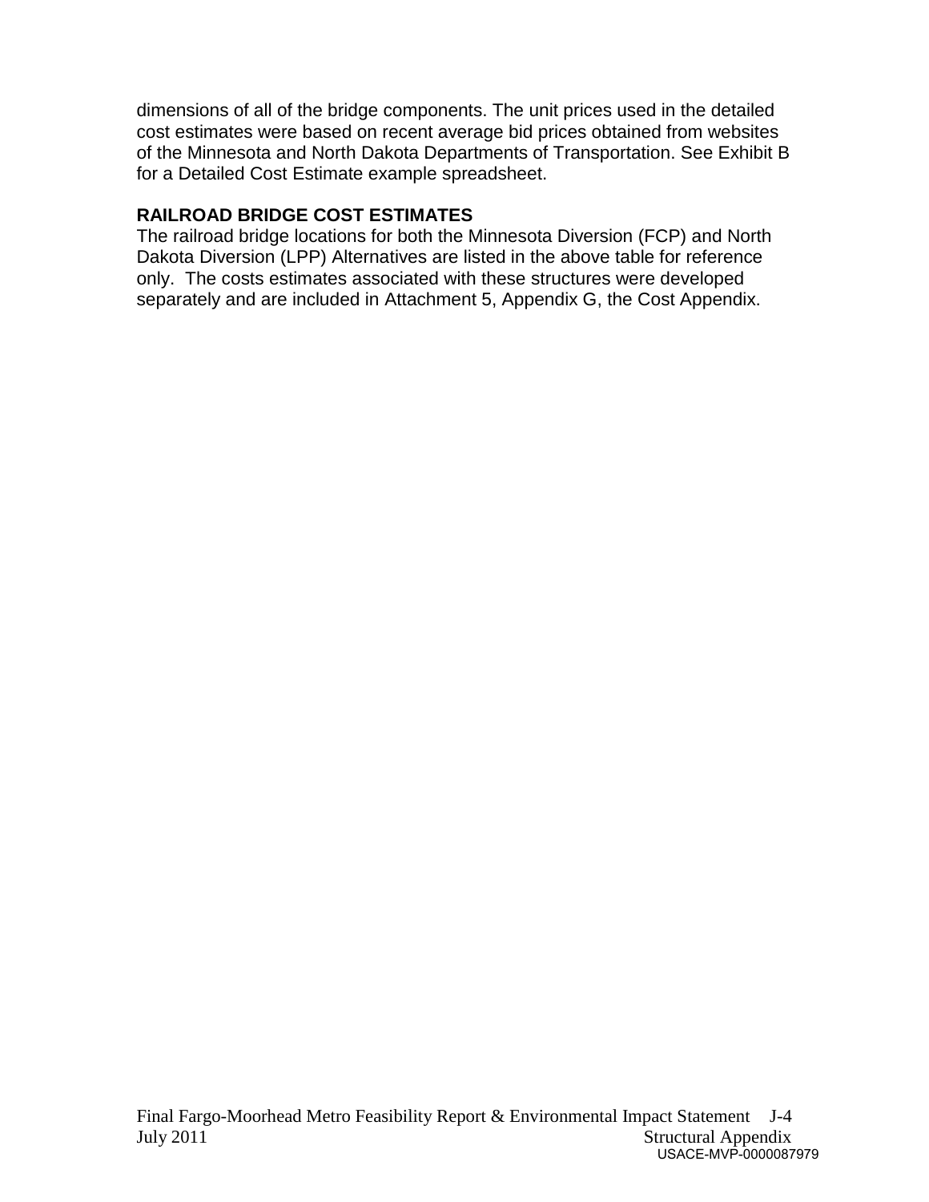dimensions of all of the bridge components. The unit prices used in the detailed cost estimates were based on recent average bid prices obtained from websites of the Minnesota and North Dakota Departments of Transportation. See Exhibit B for a Detailed Cost Estimate example spreadsheet.

**RAILROAD BRIDGE COST ESTIMATES**

The railroad bridge locations for both the Minnesota Diversion (FCP) and North Dakota Diversion (LPP) Alternatives are listed in the above table for reference only. The costs estimates associated with these structures were developed separately and are included in Attachment 5, Appendix G, the Cost Appendix.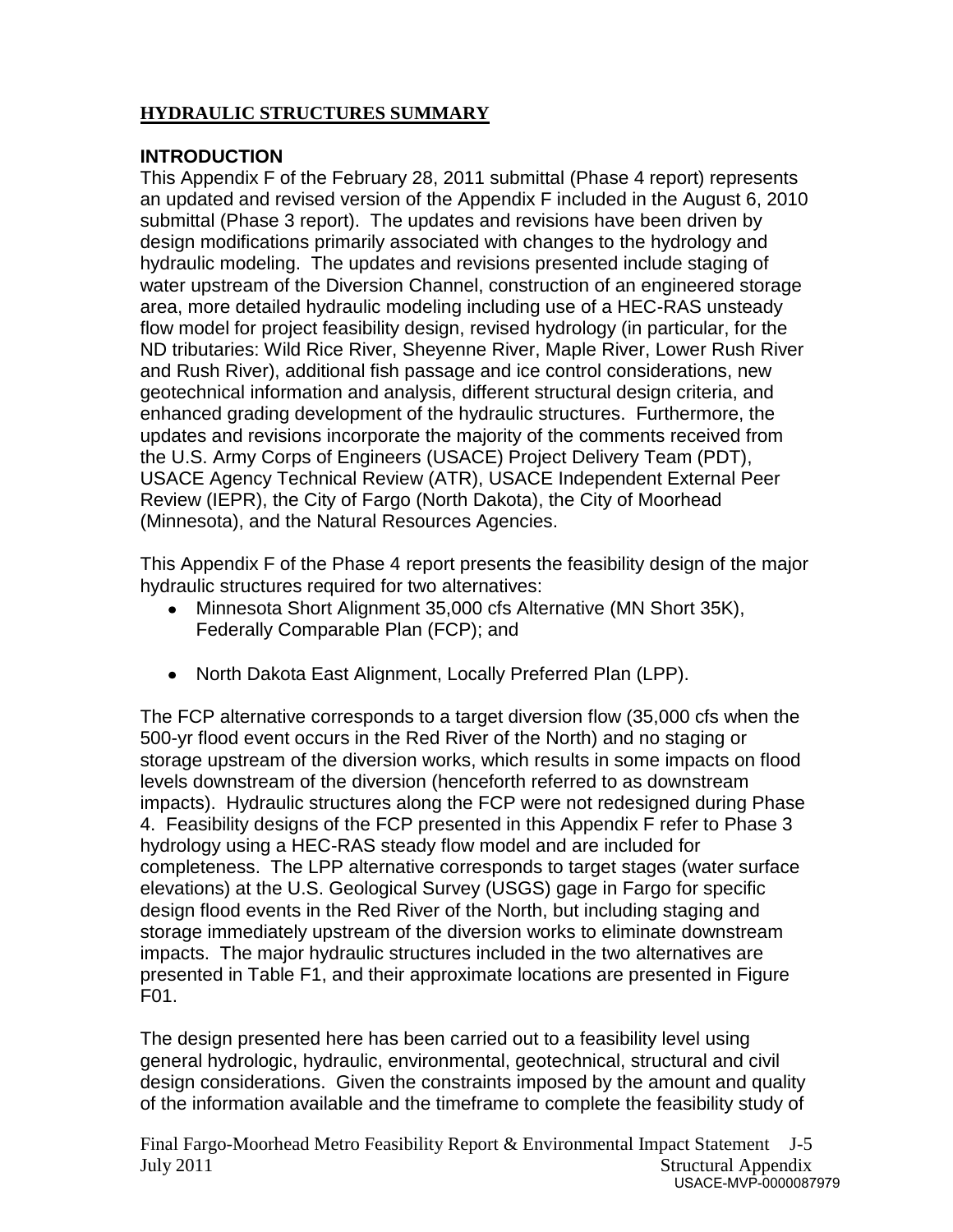## HYDRAULIC STRUCTURES SUMMARY

### INTRODUCTION

This Appendix F of the February 28, 2011 submittal (Phase 4 report) represents an updated and revised version of the Appendix F included in the August 6, 2010 submittal (Phase 3 report). The updates and revisions have been driven by design modifications primarily associated with changes to the hydrology and hydraulic modeling. The updates and revisions presented include staging of water upstream of the Diversion Channel, construction of an engineered storage area, more detailed hydraulic modeling including use of a HEC-RAS unsteady flow model for project feasibility design, revised hydrology (in particular, for the ND tributaries: Wild Rice River, Sheyenne River, Maple River, Lower Rush River and Rush River), additional fish passage and ice control considerations, new geotechnical information and analysis, different structural design criteria, and enhanced grading development of the hydraulic structures. Furthermore, the updates and revisions incorporate the majority of the comments received from the U.S. Army Corps of Engineers (USACE) Project Delivery Team (PDT), USACE Agency Technical Review (ATR), USACE Independent External Peer Review (IEPR), the City of Fargo (North Dakota), the City of Moorhead (Minnesota), and the Natural Resources Agencies.

This Appendix F of the Phase 4 report presents the feasibility design of the major hydraulic structures required for two alternatives:

- Minnesota Short Alignment 35,000 cfs Alternative (MN Short 35K), Federally Comparable Plan (FCP); and
- North Dakota East Alignment, Locally Preferred Plan (LPP).

The FCP alternative corresponds to a target diversion flow (35,000 cfs when the 500-yr flood event occurs in the Red River of the North) and no staging or storage upstream of the diversion works, which results in some impacts on flood levels downstream of the diversion (henceforth referred to as downstream impacts). Hydraulic structures along the FCP were not redesigned during Phase 4. Feasibility designs of the FCP presented in this Appendix F refer to Phase 3 hydrology using a HEC-RAS steady flow model and are included for completeness. The LPP alternative corresponds to target stages (water surface elevations) at the U.S. Geological Survey (USGS) gage in Fargo for specific design flood events in the Red River of the North, but including staging and storage immediately upstream of the diversion works to eliminate downstream impacts. The major hydraulic structures included in the two alternatives are presented in Table F1, and their approximate locations are presented in Figure F01.

The design presented here has been carried out to a feasibility level using general hydrologic, hydraulic, environmental, geotechnical, structural and civil design considerations. Given the constraints imposed by the amount and quality of the information available and the timeframe to complete the feasibility study of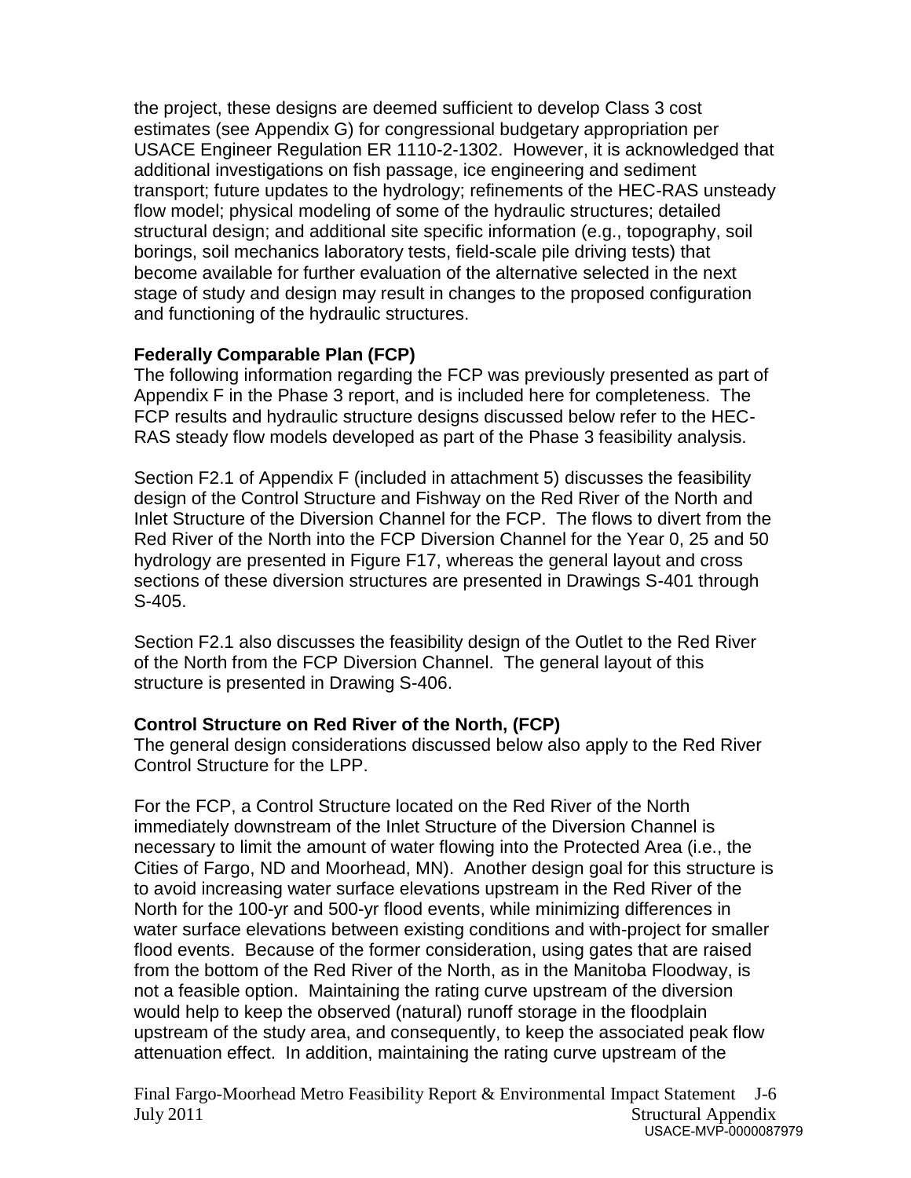the project, these designs are deemed sufficient to develop Class 3 cost estimates (see Appendix G) for congressional budgetary appropriation per USACE Engineer Regulation ER 1110-2-1302. However, it is acknowledged that additional investigations on fish passage, ice engineering and sediment transport; future updates to the hydrology; refinements of the HEC-RAS unsteady flow model; physical modeling of some of the hydraulic structures; detailed structural design; and additional site specific information (e.g., topography, soil borings, soil mechanics laboratory tests, field-scale pile driving tests) that become available for further evaluation of the alternative selected in the next stage of study and design may result in changes to the proposed configuration and functioning of the hydraulic structures.

**Federally Comparable Plan (FCP)**

The following information regarding the FCP was previously presented as part of Appendix F in the Phase 3 report, and is included here for completeness. The FCP results and hydraulic structure designs discussed below refer to the HEC-RAS steady flow models developed as part of the Phase 3 feasibility analysis.

Section F2.1 of Appendix F (included in attachment 5) discusses the feasibility design of the Control Structure and Fishway on the Red River of the North and Inlet Structure of the Diversion Channel for the FCP. The flows to divert from the Red River of the North into the FCP Diversion Channel for the Year 0, 25 and 50 hydrology are presented in Figure F17, whereas the general layout and cross sections of these diversion structures are presented in Drawings S-401 through S-405.

Section F2.1 also discusses the feasibility design of the Outlet to the Red River of the North from the FCP Diversion Channel. The general layout of this structure is presented in Drawing S-406.

**Control Structure on Red River of the North, (FCP)**

The general design considerations discussed below also apply to the Red River Control Structure for the LPP.

For the FCP, a Control Structure located on the Red River of the North immediately downstream of the Inlet Structure of the Diversion Channel is necessary to limit the amount of water flowing into the Protected Area (i.e., the Cities of Fargo, ND and Moorhead, MN). Another design goal for this structure is to avoid increasing water surface elevations upstream in the Red River of the North for the 100-yr and 500-yr flood events, while minimizing differences in water surface elevations between existing conditions and with-project for smaller flood events. Because of the former consideration, using gates that are raised from the bottom of the Red River of the North, as in the Manitoba Floodway, is not a feasible option. Maintaining the rating curve upstream of the diversion would help to keep the observed (natural) runoff storage in the floodplain upstream of the study area, and consequently, to keep the associated peak flow attenuation effect. In addition, maintaining the rating curve upstream of the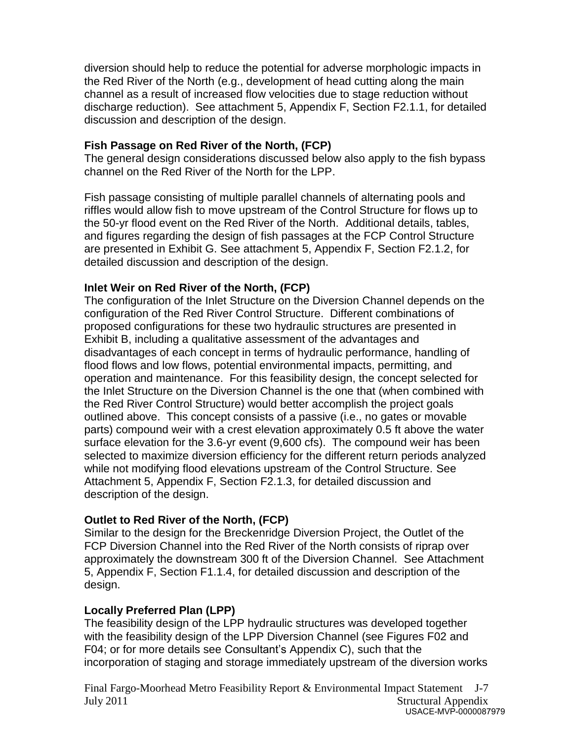diversion should help to reduce the potential for adverse morphologic impacts in the Red River of the North (e.g., development of head cutting along the main channel as a result of increased flow velocities due to stage reduction without discharge reduction). See attachment 5, Appendix F, Section F2.1.1, for detailed discussion and description of the design.

**Fish Passage on Red River of the North, (FCP)**

The general design considerations discussed below also apply to the fish bypass channel on the Red River of the North for the LPP.

Fish passage consisting of multiple parallel channels of alternating pools and riffles would allow fish to move upstream of the Control Structure for flows up to the 50-yr flood event on the Red River of the North. Additional details, tables, and figures regarding the design of fish passages at the FCP Control Structure are presented in Exhibit G. See attachment 5, Appendix F, Section F2.1.2, for detailed discussion and description of the design.

**Inlet Weir on Red River of the North, (FCP)**

The configuration of the Inlet Structure on the Diversion Channel depends on the configuration of the Red River Control Structure. Different combinations of proposed configurations for these two hydraulic structures are presented in Exhibit B, including a qualitative assessment of the advantages and disadvantages of each concept in terms of hydraulic performance, handling of flood flows and low flows, potential environmental impacts, permitting, and operation and maintenance. For this feasibility design, the concept selected for the Inlet Structure on the Diversion Channel is the one that (when combined with the Red River Control Structure) would better accomplish the project goals outlined above. This concept consists of a passive (i.e., no gates or movable parts) compound weir with a crest elevation approximately 0.5 ft above the water surface elevation for the 3.6-yr event (9,600 cfs). The compound weir has been selected to maximize diversion efficiency for the different return periods analyzed while not modifying flood elevations upstream of the Control Structure. See Attachment 5, Appendix F, Section F2.1.3, for detailed discussion and description of the design.

**Outlet to Red River of the North, (FCP)**

Similar to the design for the Breckenridge Diversion Project, the Outlet of the FCP Diversion Channel into the Red River of the North consists of riprap over approximately the downstream 300 ft of the Diversion Channel. See Attachment 5, Appendix F, Section F1.1.4, for detailed discussion and description of the design.

**Locally Preferred Plan (LPP)**

The feasibility design of the LPP hydraulic structures was developed together with the feasibility design of the LPP Diversion Channel (see Figures F02 and F04; or for more details see Consultant's Appendix C), such that the incorporation of staging and storage immediately upstream of the diversion works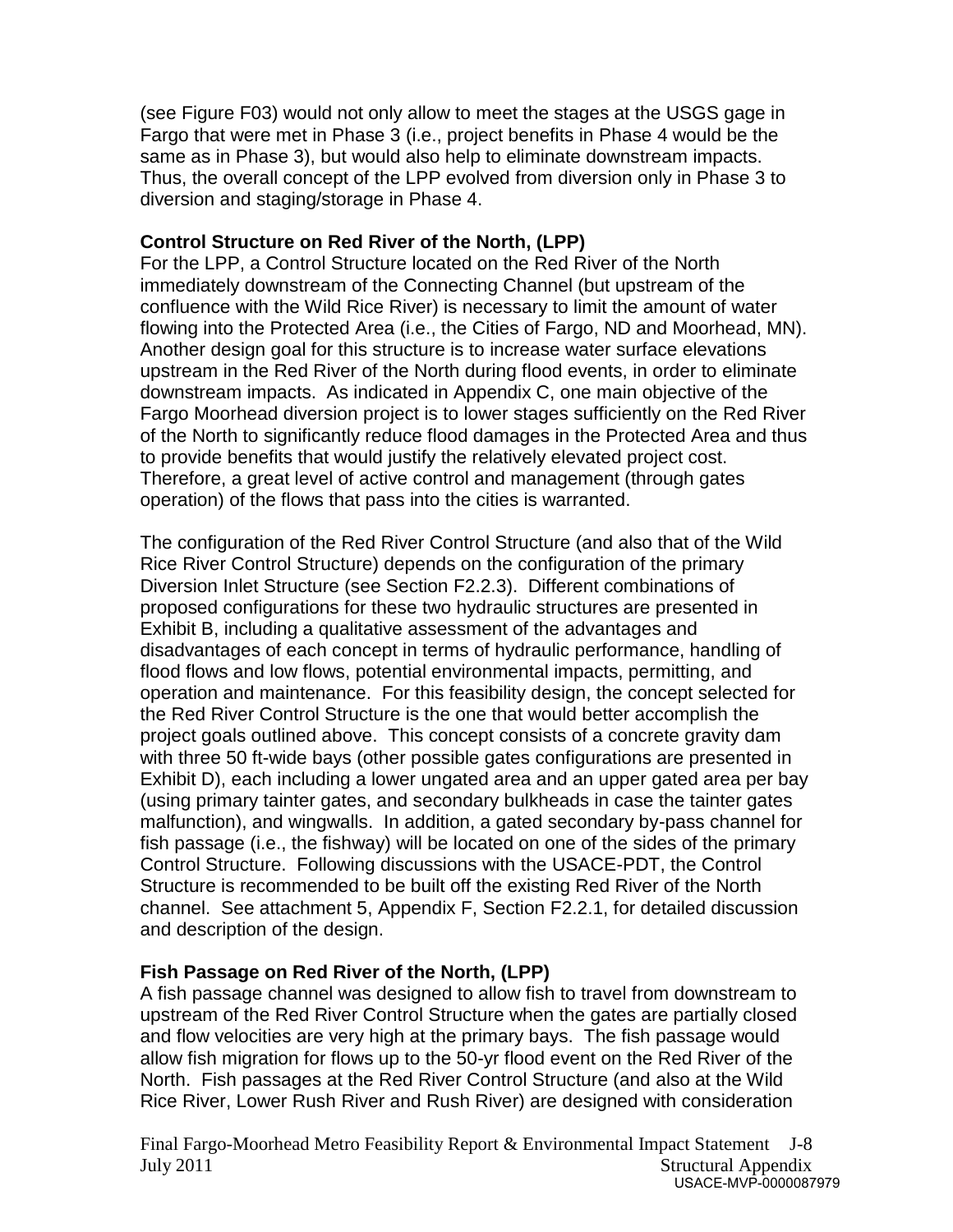(see Figure F03) would not only allow to meet the stages at the USGS gage in Fargo that were met in Phase 3 (i.e., project benefits in Phase 4 would be the same as in Phase 3), but would also help to eliminate downstream impacts. Thus, the overall concept of the LPP evolved from diversion only in Phase 3 to diversion and staging/storage in Phase 4.

**Control Structure on Red River of the North, (LPP)**

For the LPP, a Control Structure located on the Red River of the North immediately downstream of the Connecting Channel (but upstream of the confluence with the Wild Rice River) is necessary to limit the amount of water flowing into the Protected Area (i.e., the Cities of Fargo, ND and Moorhead, MN). Another design goal for this structure is to increase water surface elevations upstream in the Red River of the North during flood events, in order to eliminate downstream impacts. As indicated in Appendix C, one main objective of the Fargo Moorhead diversion project is to lower stages sufficiently on the Red River of the North to significantly reduce flood damages in the Protected Area and thus to provide benefits that would justify the relatively elevated project cost. Therefore, a great level of active control and management (through gates operation) of the flows that pass into the cities is warranted.

The configuration of the Red River Control Structure (and also that of the Wild Rice River Control Structure) depends on the configuration of the primary Diversion Inlet Structure (see Section F2.2.3). Different combinations of proposed configurations for these two hydraulic structures are presented in Exhibit B, including a qualitative assessment of the advantages and disadvantages of each concept in terms of hydraulic performance, handling of flood flows and low flows, potential environmental impacts, permitting, and operation and maintenance. For this feasibility design, the concept selected for the Red River Control Structure is the one that would better accomplish the project goals outlined above. This concept consists of a concrete gravity dam with three 50 ft-wide bays (other possible gates configurations are presented in Exhibit D), each including a lower ungated area and an upper gated area per bay (using primary tainter gates, and secondary bulkheads in case the tainter gates malfunction), and wingwalls. In addition, a gated secondary by-pass channel for fish passage (i.e., the fishway) will be located on one of the sides of the primary Control Structure. Following discussions with the USACE-PDT, the Control Structure is recommended to be built off the existing Red River of the North channel. See attachment 5, Appendix F, Section F2.2.1, for detailed discussion and description of the design.

**Fish Passage on Red River of the North, (LPP)**

A fish passage channel was designed to allow fish to travel from downstream to upstream of the Red River Control Structure when the gates are partially closed and flow velocities are very high at the primary bays. The fish passage would allow fish migration for flows up to the 50-yr flood event on the Red River of the North. Fish passages at the Red River Control Structure (and also at the Wild Rice River, Lower Rush River and Rush River) are designed with consideration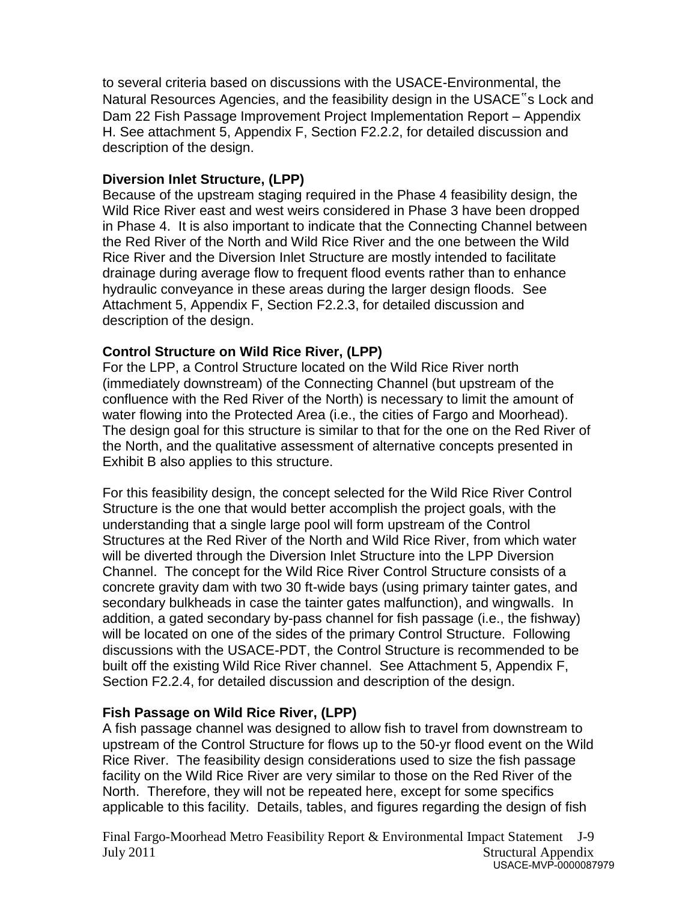to several criteria based on discussions with the USACE-Environmental, the Natural Resources Agencies, and the feasibility design in the USACE‟s Lock and Dam 22 Fish Passage Improvement Project Implementation Report – Appendix H. See attachment 5, Appendix F, Section F2.2.2, for detailed discussion and description of the design.

**Diversion Inlet Structure, (LPP)**

Because of the upstream staging required in the Phase 4 feasibility design, the Wild Rice River east and west weirs considered in Phase 3 have been dropped in Phase 4. It is also important to indicate that the Connecting Channel between the Red River of the North and Wild Rice River and the one between the Wild Rice River and the Diversion Inlet Structure are mostly intended to facilitate drainage during average flow to frequent flood events rather than to enhance hydraulic conveyance in these areas during the larger design floods. See Attachment 5, Appendix F, Section F2.2.3, for detailed discussion and description of the design.

**Control Structure on Wild Rice River, (LPP)**

For the LPP, a Control Structure located on the Wild Rice River north (immediately downstream) of the Connecting Channel (but upstream of the confluence with the Red River of the North) is necessary to limit the amount of water flowing into the Protected Area (i.e., the cities of Fargo and Moorhead). The design goal for this structure is similar to that for the one on the Red River of the North, and the qualitative assessment of alternative concepts presented in Exhibit B also applies to this structure.

For this feasibility design, the concept selected for the Wild Rice River Control Structure is the one that would better accomplish the project goals, with the understanding that a single large pool will form upstream of the Control Structures at the Red River of the North and Wild Rice River, from which water will be diverted through the Diversion Inlet Structure into the LPP Diversion Channel. The concept for the Wild Rice River Control Structure consists of a concrete gravity dam with two 30 ft-wide bays (using primary tainter gates, and secondary bulkheads in case the tainter gates malfunction), and wingwalls. In addition, a gated secondary by-pass channel for fish passage (i.e., the fishway) will be located on one of the sides of the primary Control Structure. Following discussions with the USACE-PDT, the Control Structure is recommended to be built off the existing Wild Rice River channel. See Attachment 5, Appendix F, Section F2.2.4, for detailed discussion and description of the design.

**Fish Passage on Wild Rice River, (LPP)**

A fish passage channel was designed to allow fish to travel from downstream to upstream of the Control Structure for flows up to the 50-yr flood event on the Wild Rice River. The feasibility design considerations used to size the fish passage facility on the Wild Rice River are very similar to those on the Red River of the North. Therefore, they will not be repeated here, except for some specifics applicable to this facility. Details, tables, and figures regarding the design of fish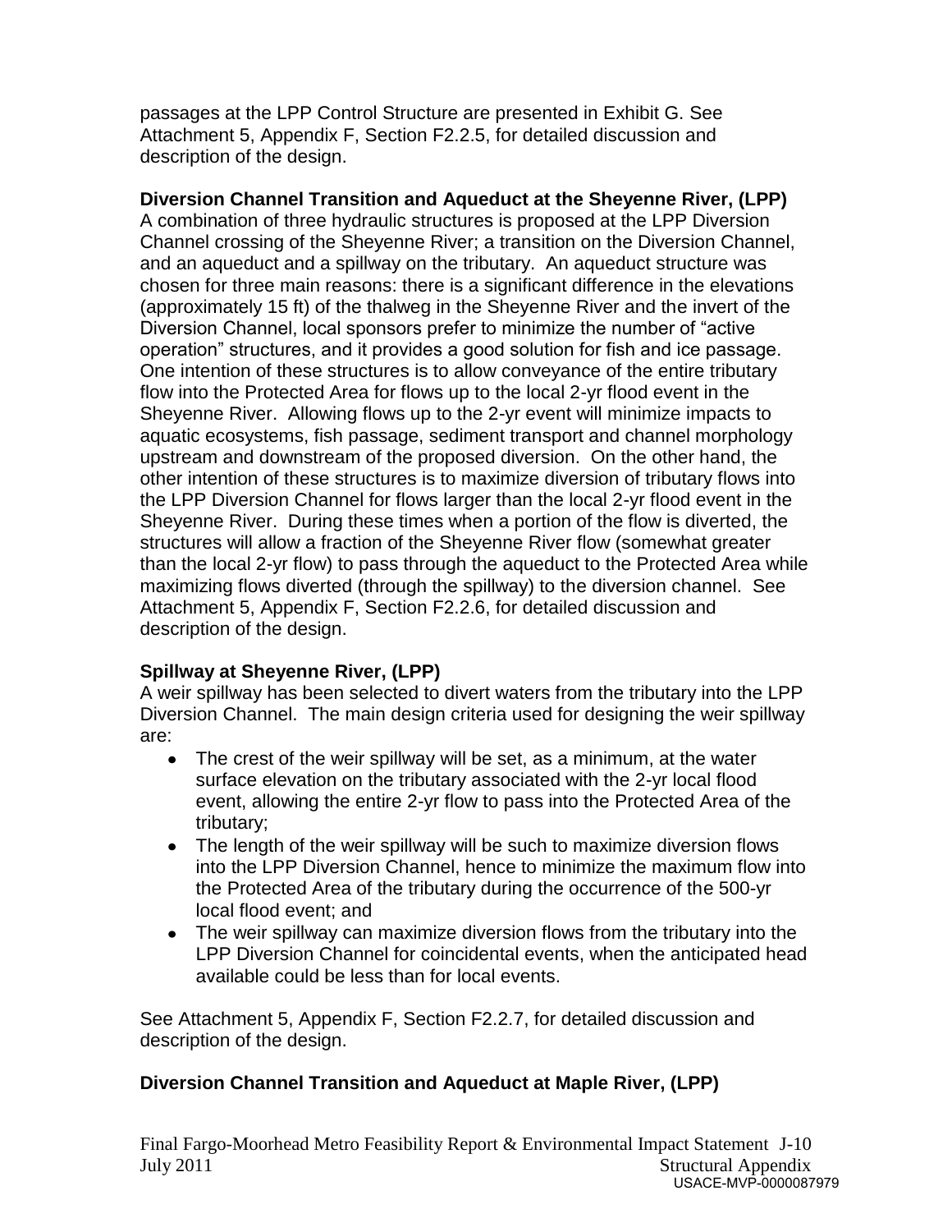passages at the LPP Control Structure are presented in Exhibit G. See Attachment 5, Appendix F, Section F2.2.5, for detailed discussion and description of the design.

**Diversion Channel Transition and Aqueduct at the Sheyenne River, (LPP)**

A combination of three hydraulic structures is proposed at the LPP Diversion Channel crossing of the Sheyenne River; a transition on the Diversion Channel, and an aqueduct and a spillway on the tributary. An aqueduct structure was chosen for three main reasons: there is a significant difference in the elevations (approximately 15 ft) of the thalweg in the Sheyenne River and the invert of the Diversion Channel, local sponsors prefer to minimize the number of "active operation" structures, and it provides a good solution for fish and ice passage. One intention of these structures is to allow conveyance of the entire tributary flow into the Protected Area for flows up to the local 2-yr flood event in the Sheyenne River. Allowing flows up to the 2-yr event will minimize impacts to aquatic ecosystems, fish passage, sediment transport and channel morphology upstream and downstream of the proposed diversion. On the other hand, the other intention of these structures is to maximize diversion of tributary flows into the LPP Diversion Channel for flows larger than the local 2-yr flood event in the Sheyenne River. During these times when a portion of the flow is diverted, the structures will allow a fraction of the Sheyenne River flow (somewhat greater than the local 2-yr flow) to pass through the aqueduct to the Protected Area while maximizing flows diverted (through the spillway) to the diversion channel. See Attachment 5, Appendix F, Section F2.2.6, for detailed discussion and description of the design.

**Spillway at Sheyenne River, (LPP)**

A weir spillway has been selected to divert waters from the tributary into the LPP Diversion Channel. The main design criteria used for designing the weir spillway are:

- The crest of the weir spillway will be set, as a minimum, at the water surface elevation on the tributary associated with the 2-yr local flood event, allowing the entire 2-yr flow to pass into the Protected Area of the tributary;
- The length of the weir spillway will be such to maximize diversion flows into the LPP Diversion Channel, hence to minimize the maximum flow into the Protected Area of the tributary during the occurrence of the 500-yr local flood event; and
- The weir spillway can maximize diversion flows from the tributary into the LPP Diversion Channel for coincidental events, when the anticipated head available could be less than for local events.

See Attachment 5, Appendix F, Section F2.2.7, for detailed discussion and description of the design.

**Diversion Channel Transition and Aqueduct at Maple River, (LPP)**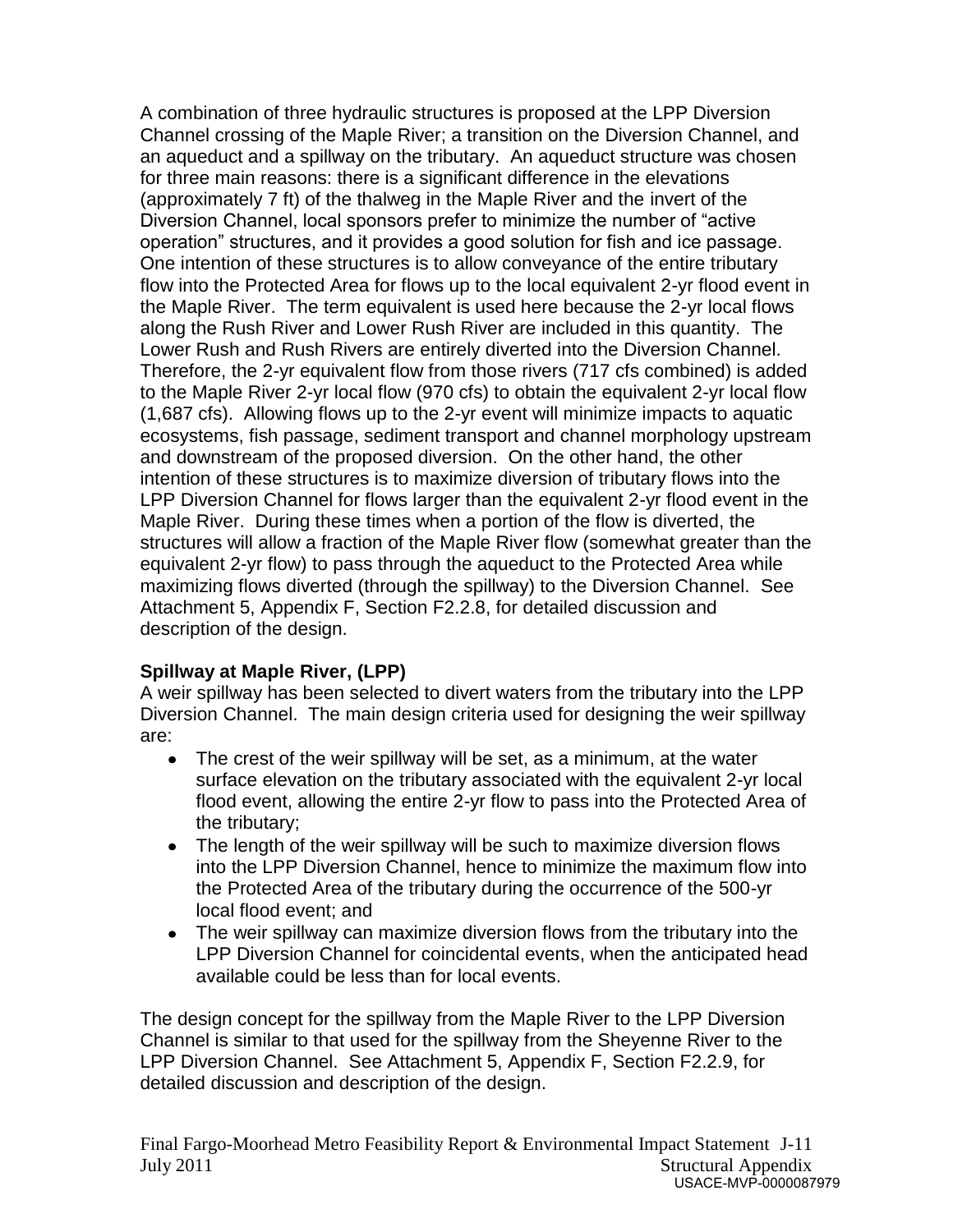A combination of three hydraulic structures is proposed at the LPP Diversion Channel crossing of the Maple River; a transition on the Diversion Channel, and an aqueduct and a spillway on the tributary. An aqueduct structure was chosen for three main reasons: there is a significant difference in the elevations (approximately 7 ft) of the thalweg in the Maple River and the invert of the Diversion Channel, local sponsors prefer to minimize the number of "active operation" structures, and it provides a good solution for fish and ice passage. One intention of these structures is to allow conveyance of the entire tributary flow into the Protected Area for flows up to the local equivalent 2-yr flood event in the Maple River. The term equivalent is used here because the 2-yr local flows along the Rush River and Lower Rush River are included in this quantity. The Lower Rush and Rush Rivers are entirely diverted into the Diversion Channel. Therefore, the 2-yr equivalent flow from those rivers (717 cfs combined) is added to the Maple River 2-yr local flow (970 cfs) to obtain the equivalent 2-yr local flow (1,687 cfs). Allowing flows up to the 2-yr event will minimize impacts to aquatic ecosystems, fish passage, sediment transport and channel morphology upstream and downstream of the proposed diversion. On the other hand, the other intention of these structures is to maximize diversion of tributary flows into the LPP Diversion Channel for flows larger than the equivalent 2-yr flood event in the Maple River. During these times when a portion of the flow is diverted, the structures will allow a fraction of the Maple River flow (somewhat greater than the equivalent 2-yr flow) to pass through the aqueduct to the Protected Area while maximizing flows diverted (through the spillway) to the Diversion Channel. See Attachment 5, Appendix F, Section F2.2.8, for detailed discussion and description of the design.

**Spillway at Maple River, (LPP)**

A weir spillway has been selected to divert waters from the tributary into the LPP Diversion Channel. The main design criteria used for designing the weir spillway are:

- The crest of the weir spillway will be set, as a minimum, at the water surface elevation on the tributary associated with the equivalent 2-yr local flood event, allowing the entire 2-yr flow to pass into the Protected Area of the tributary;
- The length of the weir spillway will be such to maximize diversion flows into the LPP Diversion Channel, hence to minimize the maximum flow into the Protected Area of the tributary during the occurrence of the 500-yr local flood event; and
- The weir spillway can maximize diversion flows from the tributary into the LPP Diversion Channel for coincidental events, when the anticipated head available could be less than for local events.

The design concept for the spillway from the Maple River to the LPP Diversion Channel is similar to that used for the spillway from the Sheyenne River to the LPP Diversion Channel. See Attachment 5, Appendix F, Section F2.2.9, for detailed discussion and description of the design.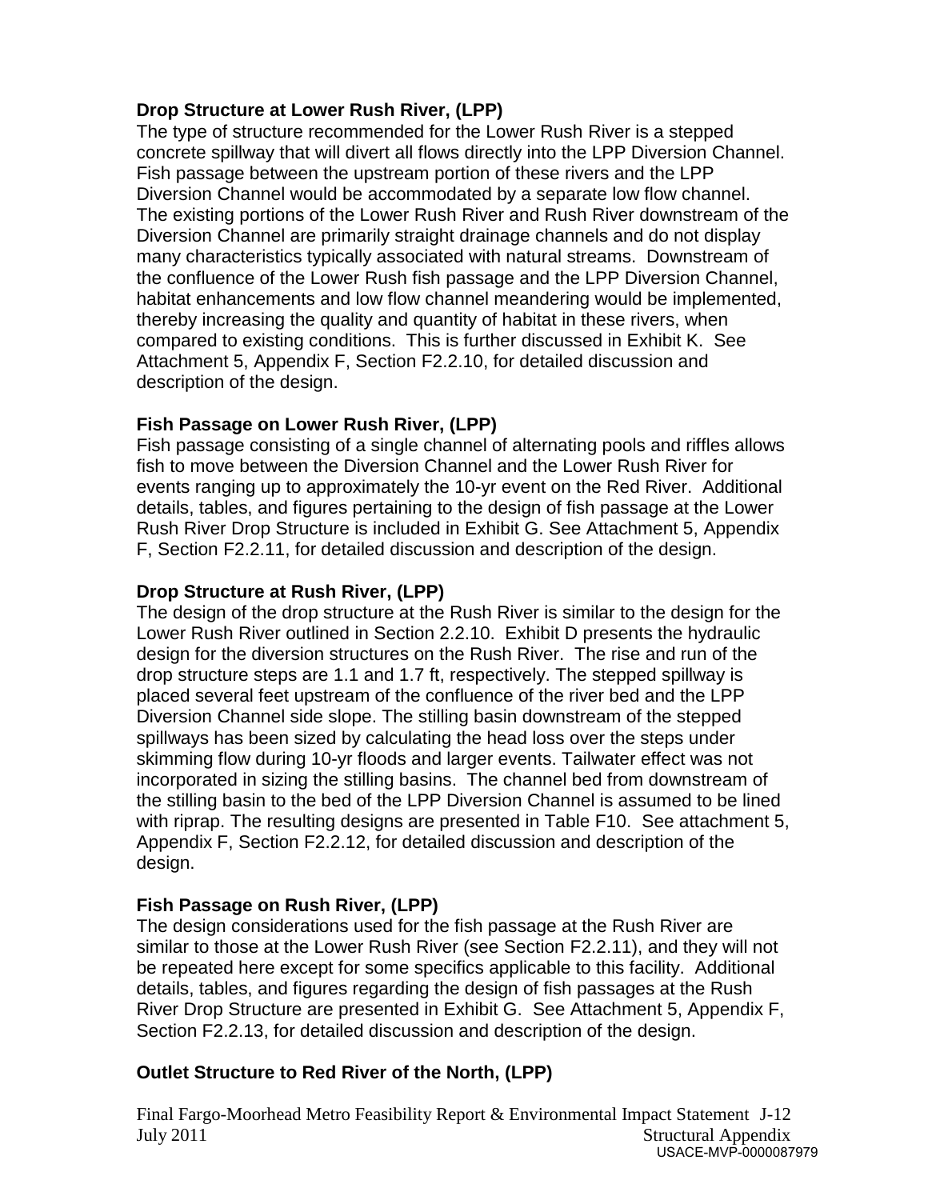**Drop Structure at Lower Rush River, (LPP)**

The type of structure recommended for the Lower Rush River is a stepped concrete spillway that will divert all flows directly into the LPP Diversion Channel. Fish passage between the upstream portion of these rivers and the LPP Diversion Channel would be accommodated by a separate low flow channel. The existing portions of the Lower Rush River and Rush River downstream of the Diversion Channel are primarily straight drainage channels and do not display many characteristics typically associated with natural streams. Downstream of the confluence of the Lower Rush fish passage and the LPP Diversion Channel, habitat enhancements and low flow channel meandering would be implemented, thereby increasing the quality and quantity of habitat in these rivers, when compared to existing conditions. This is further discussed in Exhibit K. See Attachment 5, Appendix F, Section F2.2.10, for detailed discussion and description of the design.

**Fish Passage on Lower Rush River, (LPP)**

Fish passage consisting of a single channel of alternating pools and riffles allows fish to move between the Diversion Channel and the Lower Rush River for events ranging up to approximately the 10-yr event on the Red River. Additional details, tables, and figures pertaining to the design of fish passage at the Lower Rush River Drop Structure is included in Exhibit G. See Attachment 5, Appendix F, Section F2.2.11, for detailed discussion and description of the design.

**Drop Structure at Rush River, (LPP)**

The design of the drop structure at the Rush River is similar to the design for the Lower Rush River outlined in Section 2.2.10. Exhibit D presents the hydraulic design for the diversion structures on the Rush River. The rise and run of the drop structure steps are 1.1 and 1.7 ft, respectively. The stepped spillway is placed several feet upstream of the confluence of the river bed and the LPP Diversion Channel side slope. The stilling basin downstream of the stepped spillways has been sized by calculating the head loss over the steps under skimming flow during 10-yr floods and larger events. Tailwater effect was not incorporated in sizing the stilling basins. The channel bed from downstream of the stilling basin to the bed of the LPP Diversion Channel is assumed to be lined with riprap. The resulting designs are presented in Table F10. See attachment 5, Appendix F, Section F2.2.12, for detailed discussion and description of the design.

**Fish Passage on Rush River, (LPP)**

The design considerations used for the fish passage at the Rush River are similar to those at the Lower Rush River (see Section F2.2.11), and they will not be repeated here except for some specifics applicable to this facility. Additional details, tables, and figures regarding the design of fish passages at the Rush River Drop Structure are presented in Exhibit G. See Attachment 5, Appendix F, Section F2.2.13, for detailed discussion and description of the design.

**Outlet Structure to Red River of the North, (LPP)**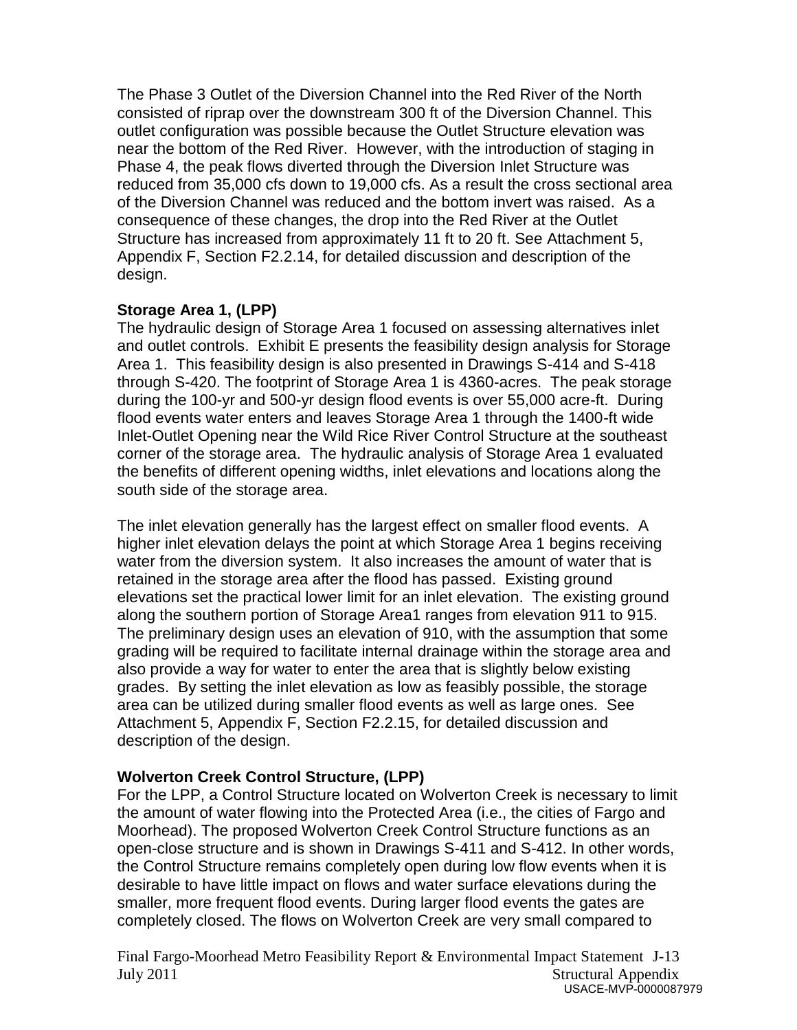The Phase 3 Outlet of the Diversion Channel into the Red River of the North consisted of riprap over the downstream 300 ft of the Diversion Channel. This outlet configuration was possible because the Outlet Structure elevation was near the bottom of the Red River. However, with the introduction of staging in Phase 4, the peak flows diverted through the Diversion Inlet Structure was reduced from 35,000 cfs down to 19,000 cfs. As a result the cross sectional area of the Diversion Channel was reduced and the bottom invert was raised. As a consequence of these changes, the drop into the Red River at the Outlet Structure has increased from approximately 11 ft to 20 ft. See Attachment 5, Appendix F, Section F2.2.14, for detailed discussion and description of the design.

**Storage Area 1, (LPP)**

The hydraulic design of Storage Area 1 focused on assessing alternatives inlet and outlet controls. Exhibit E presents the feasibility design analysis for Storage Area 1. This feasibility design is also presented in Drawings S-414 and S-418 through S-420. The footprint of Storage Area 1 is 4360-acres. The peak storage during the 100-yr and 500-yr design flood events is over 55,000 acre-ft. During flood events water enters and leaves Storage Area 1 through the 1400-ft wide Inlet-Outlet Opening near the Wild Rice River Control Structure at the southeast corner of the storage area. The hydraulic analysis of Storage Area 1 evaluated the benefits of different opening widths, inlet elevations and locations along the south side of the storage area.

The inlet elevation generally has the largest effect on smaller flood events. A higher inlet elevation delays the point at which Storage Area 1 begins receiving water from the diversion system. It also increases the amount of water that is retained in the storage area after the flood has passed. Existing ground elevations set the practical lower limit for an inlet elevation. The existing ground along the southern portion of Storage Area1 ranges from elevation 911 to 915. The preliminary design uses an elevation of 910, with the assumption that some grading will be required to facilitate internal drainage within the storage area and also provide a way for water to enter the area that is slightly below existing grades. By setting the inlet elevation as low as feasibly possible, the storage area can be utilized during smaller flood events as well as large ones. See Attachment 5, Appendix F, Section F2.2.15, for detailed discussion and description of the design.

**Wolverton Creek Control Structure, (LPP)**

For the LPP, a Control Structure located on Wolverton Creek is necessary to limit the amount of water flowing into the Protected Area (i.e., the cities of Fargo and Moorhead). The proposed Wolverton Creek Control Structure functions as an open-close structure and is shown in Drawings S-411 and S-412. In other words, the Control Structure remains completely open during low flow events when it is desirable to have little impact on flows and water surface elevations during the smaller, more frequent flood events. During larger flood events the gates are completely closed. The flows on Wolverton Creek are very small compared to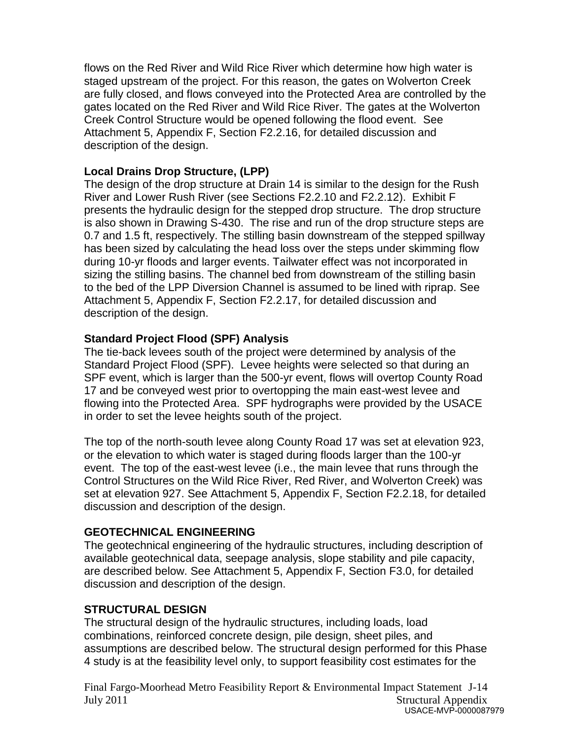flows on the Red River and Wild Rice River which determine how high water is staged upstream of the project. For this reason, the gates on Wolverton Creek are fully closed, and flows conveyed into the Protected Area are controlled by the gates located on the Red River and Wild Rice River. The gates at the Wolverton Creek Control Structure would be opened following the flood event. See Attachment 5, Appendix F, Section F2.2.16, for detailed discussion and description of the design.

**Local Drains Drop Structure, (LPP)**

The design of the drop structure at Drain 14 is similar to the design for the Rush River and Lower Rush River (see Sections F2.2.10 and F2.2.12). Exhibit F presents the hydraulic design for the stepped drop structure. The drop structure is also shown in Drawing S-430. The rise and run of the drop structure steps are 0.7 and 1.5 ft, respectively. The stilling basin downstream of the stepped spillway has been sized by calculating the head loss over the steps under skimming flow during 10-yr floods and larger events. Tailwater effect was not incorporated in sizing the stilling basins. The channel bed from downstream of the stilling basin to the bed of the LPP Diversion Channel is assumed to be lined with riprap. See Attachment 5, Appendix F, Section F2.2.17, for detailed discussion and description of the design.

**Standard Project Flood (SPF) Analysis**

The tie-back levees south of the project were determined by analysis of the Standard Project Flood (SPF). Levee heights were selected so that during an SPF event, which is larger than the 500-yr event, flows will overtop County Road 17 and be conveyed west prior to overtopping the main east-west levee and flowing into the Protected Area. SPF hydrographs were provided by the USACE in order to set the levee heights south of the project.

The top of the north-south levee along County Road 17 was set at elevation 923, or the elevation to which water is staged during floods larger than the 100-yr event. The top of the east-west levee (i.e., the main levee that runs through the Control Structures on the Wild Rice River, Red River, and Wolverton Creek) was set at elevation 927. See Attachment 5, Appendix F, Section F2.2.18, for detailed discussion and description of the design.

## GEOTECHNICAL ENGINEERING

The geotechnical engineering of the hydraulic structures, including description of available geotechnical data, seepage analysis, slope stability and pile capacity, are described below. See Attachment 5, Appendix F, Section F3.0, for detailed discussion and description of the design.

## STRUCTURAL DESIGN

The structural design of the hydraulic structures, including loads, load combinations, reinforced concrete design, pile design, sheet piles, and assumptions are described below. The structural design performed for this Phase 4 study is at the feasibility level only, to support feasibility cost estimates for the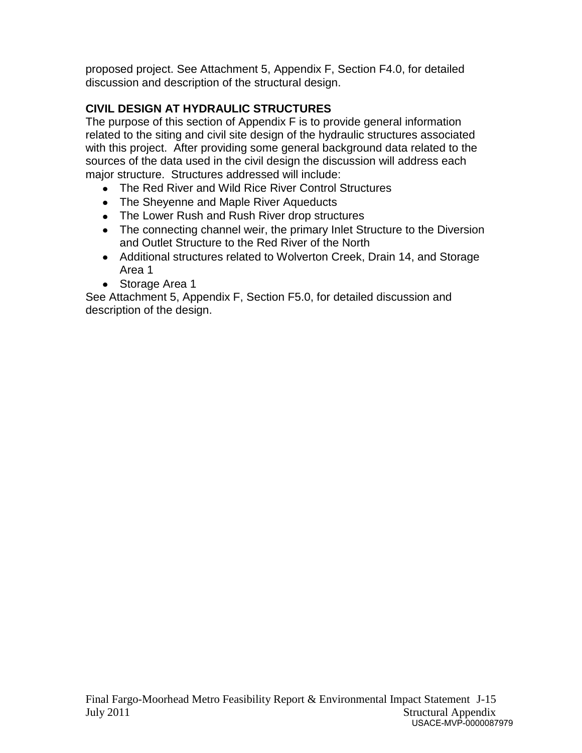proposed project. See Attachment 5, Appendix F, Section F4.0, for detailed discussion and description of the structural design.

## CIVIL DESIGN AT HYDRAULIC STRUCTURES

The purpose of this section of Appendix F is to provide general information related to the siting and civil site design of the hydraulic structures associated with this project. After providing some general background data related to the sources of the data used in the civil design the discussion will address each major structure. Structures addressed will include:

- The Red River and Wild Rice River Control Structures
- The Sheyenne and Maple River Aqueducts
- The Lower Rush and Rush River drop structures
- The connecting channel weir, the primary Inlet Structure to the Diversion and Outlet Structure to the Red River of the North
- Additional structures related to Wolverton Creek, Drain 14, and Storage Area 1
- Storage Area 1

See Attachment 5, Appendix F, Section F5.0, for detailed discussion and description of the design.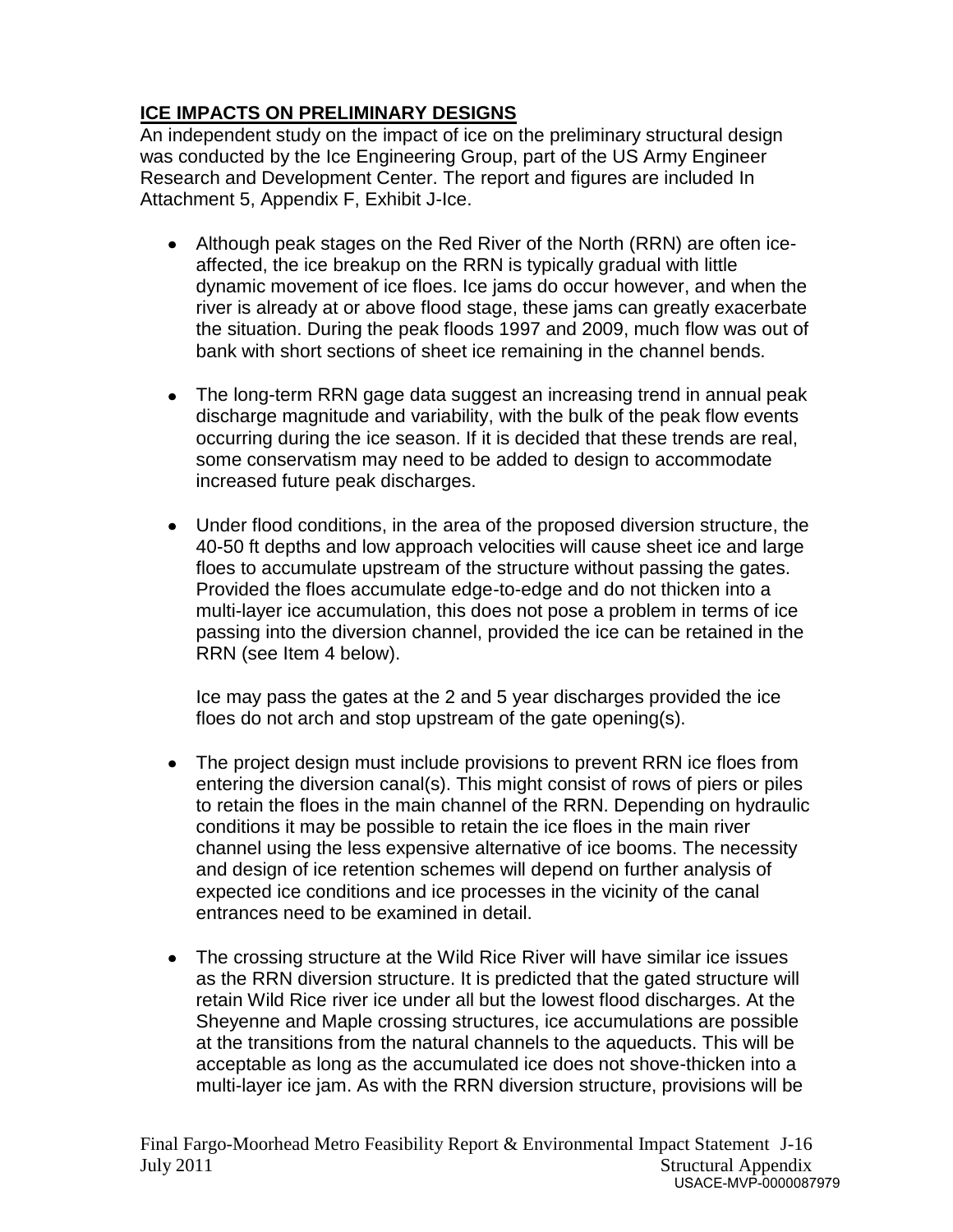## ICE IMPACTS ON PRELIMINARY DESIGNS

An independent study on the impact of ice on the preliminary structural design was conducted by the Ice Engineering Group, part of the US Army Engineer Research and Development Center. The report and figures are included In Attachment 5, Appendix F, Exhibit J-Ice.

- Although peak stages on the Red River of the North (RRN) are often ice-affected, the ice breakup on the RRN is typically gradual with little dynamic movement of ice floes. Ice jams do occur however, and when the river is already at or above flood stage, these jams can greatly exacerbate the situation. During the peak floods 1997 and 2009, much flow was out of bank with short sections of sheet ice remaining in the channel bends.

- The long-term RRN gage data suggest an increasing trend in annual peak discharge magnitude and variability, with the bulk of the peak flow events occurring during the ice season. If it is decided that these trends are real, some conservatism may need to be added to design to accommodate increased future peak discharges.

- Under flood conditions, in the area of the proposed diversion structure, the 40-50 ft depths and low approach velocities will cause sheet ice and large floes to accumulate upstream of the structure without passing the gates. Provided the floes accumulate edge-to-edge and do not thicken into a multi-layer ice accumulation, this does not pose a problem in terms of ice passing into the diversion channel, provided the ice can be retained in the RRN (see Item 4 below).

  Ice may pass the gates at the 2 and 5 year discharges provided the ice floes do not arch and stop upstream of the gate opening(s).

- The project design must include provisions to prevent RRN ice floes from entering the diversion canal(s). This might consist of rows of piers or piles to retain the floes in the main channel of the RRN. Depending on hydraulic conditions it may be possible to retain the ice floes in the main river channel using the less expensive alternative of ice booms. The necessity and design of ice retention schemes will depend on further analysis of expected ice conditions and ice processes in the vicinity of the canal entrances need to be examined in detail.

- The crossing structure at the Wild Rice River will have similar ice issues as the RRN diversion structure. It is predicted that the gated structure will retain Wild Rice river ice under all but the lowest flood discharges. At the Sheyenne and Maple crossing structures, ice accumulations are possible at the transitions from the natural channels to the aqueducts. This will be acceptable as long as the accumulated ice does not shove-thicken into a multi-layer ice jam. As with the RRN diversion structure, provisions will be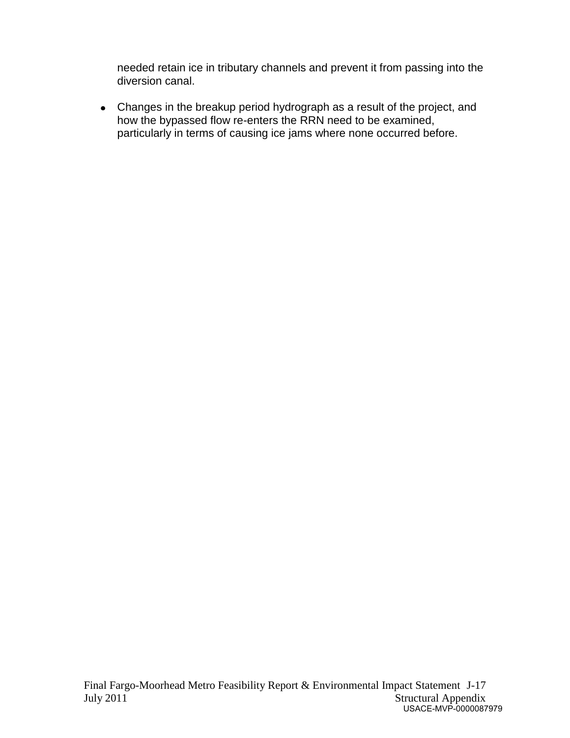needed retain ice in tributary channels and prevent it from passing into the diversion canal.

- Changes in the breakup period hydrograph as a result of the project, and how the bypassed flow re-enters the RRN need to be examined, particularly in terms of causing ice jams where none occurred before.